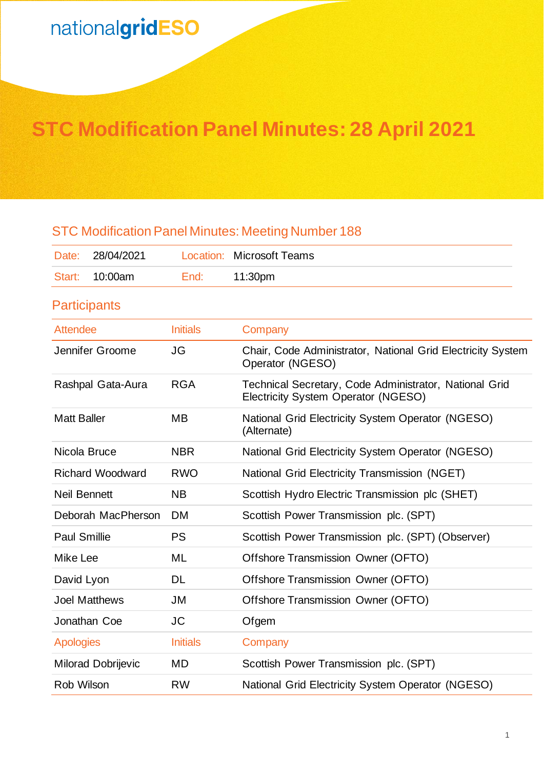nationalgridESO

# STC Modification Panel Minutes: 28 April 2021

## STC Modification Panel Minutes: Meeting Number 188

| Date: | 28/04/2021 | Location: | Microsoft Teams |
|---|---|---|---|
| Start: | 10:00am | End: | 11:30pm |

## Participants

| Attendee | Initials | Company |
|---|---|---|
| Jennifer Groome | JG | Chair, Code Administrator, National Grid Electricity System Operator (NGESO) |
| Rashpal Gata-Aura | RGA | Technical Secretary, Code Administrator, National Grid Electricity System Operator (NGESO) |
| Matt Baller | MB | National Grid Electricity System Operator (NGESO) (Alternate) |
| Nicola Bruce | NBR | National Grid Electricity System Operator (NGESO) |
| Richard Woodward | RWO | National Grid Electricity Transmission (NGET) |
| Neil Bennett | NB | Scottish Hydro Electric Transmission plc (SHET) |
| Deborah MacPherson | DM | Scottish Power Transmission plc. (SPT) |
| Paul Smillie | PS | Scottish Power Transmission plc. (SPT) (Observer) |
| Mike Lee | ML | Offshore Transmission Owner (OFTO) |
| David Lyon | DL | Offshore Transmission Owner (OFTO) |
| Joel Matthews | JM | Offshore Transmission Owner (OFTO) |
| Jonathan Coe | JC | Ofgem |
| **Apologies** | **Initials** | **Company** |
| Milorad Dobrijevic | MD | Scottish Power Transmission plc. (SPT) |
| Rob Wilson | RW | National Grid Electricity System Operator (NGESO) |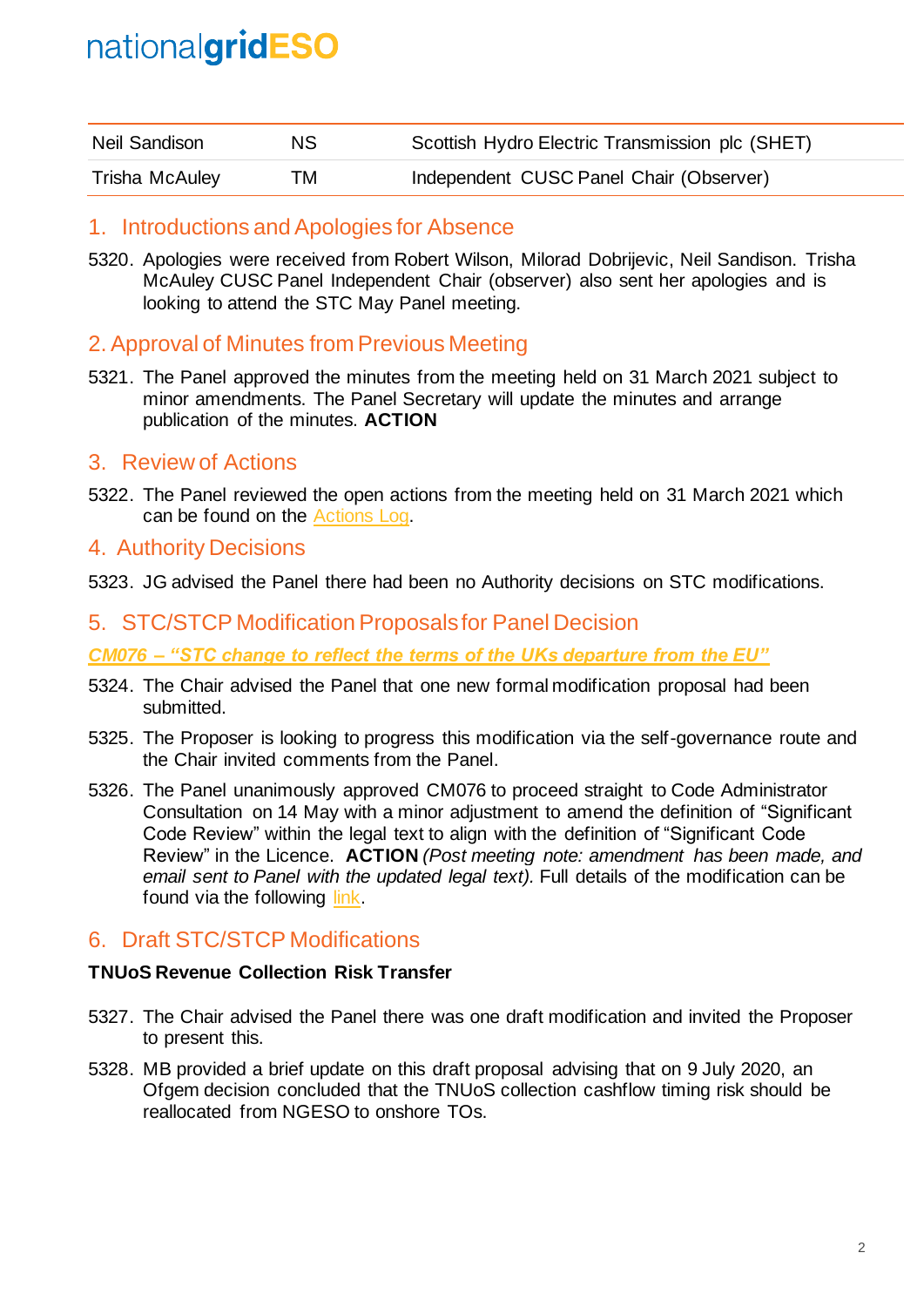| Neil Sandison | NS | Scottish Hydro Electric Transmission plc (SHET) |
|---|---|---|
| Trisha McAuley | TM | Independent CUSC Panel Chair (Observer) |

## 1. Introductions and Apologies for Absence

5320. Apologies were received from Robert Wilson, Milorad Dobrijevic, Neil Sandison. Trisha McAuley CUSC Panel Independent Chair (observer) also sent her apologies and is looking to attend the STC May Panel meeting.

## 2. Approval of Minutes from Previous Meeting

5321. The Panel approved the minutes from the meeting held on 31 March 2021 subject to minor amendments. The Panel Secretary will update the minutes and arrange publication of the minutes. **ACTION**

## 3. Review of Actions

5322. The Panel reviewed the open actions from the meeting held on 31 March 2021 which can be found on the Actions Log.

## 4. Authority Decisions

5323. JG advised the Panel there had been no Authority decisions on STC modifications.

## 5. STC/STCP Modification Proposals for Panel Decision

***CM076 – "STC change to reflect the terms of the UKs departure from the EU"***

5324. The Chair advised the Panel that one new formal modification proposal had been submitted.

5325. The Proposer is looking to progress this modification via the self-governance route and the Chair invited comments from the Panel.

5326. The Panel unanimously approved CM076 to proceed straight to Code Administrator Consultation on 14 May with a minor adjustment to amend the definition of "Significant Code Review" within the legal text to align with the definition of "Significant Code Review" in the Licence. **ACTION** *(Post meeting note: amendment has been made, and email sent to Panel with the updated legal text).* Full details of the modification can be found via the following link.

## 6. Draft STC/STCP Modifications

**TNUoS Revenue Collection Risk Transfer**

5327. The Chair advised the Panel there was one draft modification and invited the Proposer to present this.

5328. MB provided a brief update on this draft proposal advising that on 9 July 2020, an Ofgem decision concluded that the TNUoS collection cashflow timing risk should be reallocated from NGESO to onshore TOs.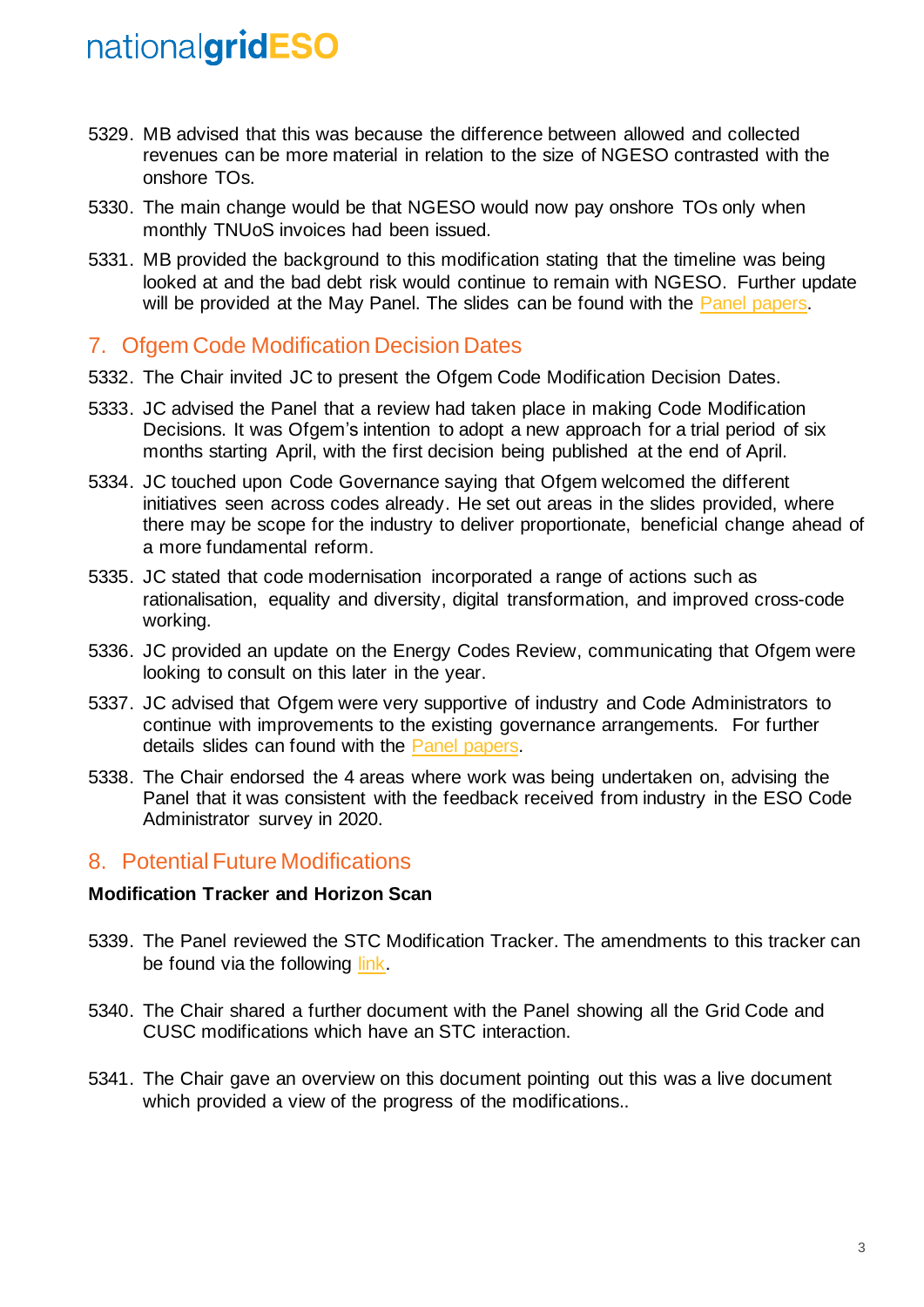5329. MB advised that this was because the difference between allowed and collected revenues can be more material in relation to the size of NGESO contrasted with the onshore TOs.

5330. The main change would be that NGESO would now pay onshore TOs only when monthly TNUoS invoices had been issued.

5331. MB provided the background to this modification stating that the timeline was being looked at and the bad debt risk would continue to remain with NGESO. Further update will be provided at the May Panel. The slides can be found with the Panel papers.

## 7. Ofgem Code Modification Decision Dates

5332. The Chair invited JC to present the Ofgem Code Modification Decision Dates.

5333. JC advised the Panel that a review had taken place in making Code Modification Decisions. It was Ofgem's intention to adopt a new approach for a trial period of six months starting April, with the first decision being published at the end of April.

5334. JC touched upon Code Governance saying that Ofgem welcomed the different initiatives seen across codes already. He set out areas in the slides provided, where there may be scope for the industry to deliver proportionate, beneficial change ahead of a more fundamental reform.

5335. JC stated that code modernisation incorporated a range of actions such as rationalisation, equality and diversity, digital transformation, and improved cross-code working.

5336. JC provided an update on the Energy Codes Review, communicating that Ofgem were looking to consult on this later in the year.

5337. JC advised that Ofgem were very supportive of industry and Code Administrators to continue with improvements to the existing governance arrangements. For further details slides can found with the Panel papers.

5338. The Chair endorsed the 4 areas where work was being undertaken on, advising the Panel that it was consistent with the feedback received from industry in the ESO Code Administrator survey in 2020.

## 8. Potential Future Modifications

**Modification Tracker and Horizon Scan**

5339. The Panel reviewed the STC Modification Tracker. The amendments to this tracker can be found via the following link.

5340. The Chair shared a further document with the Panel showing all the Grid Code and CUSC modifications which have an STC interaction.

5341. The Chair gave an overview on this document pointing out this was a live document which provided a view of the progress of the modifications..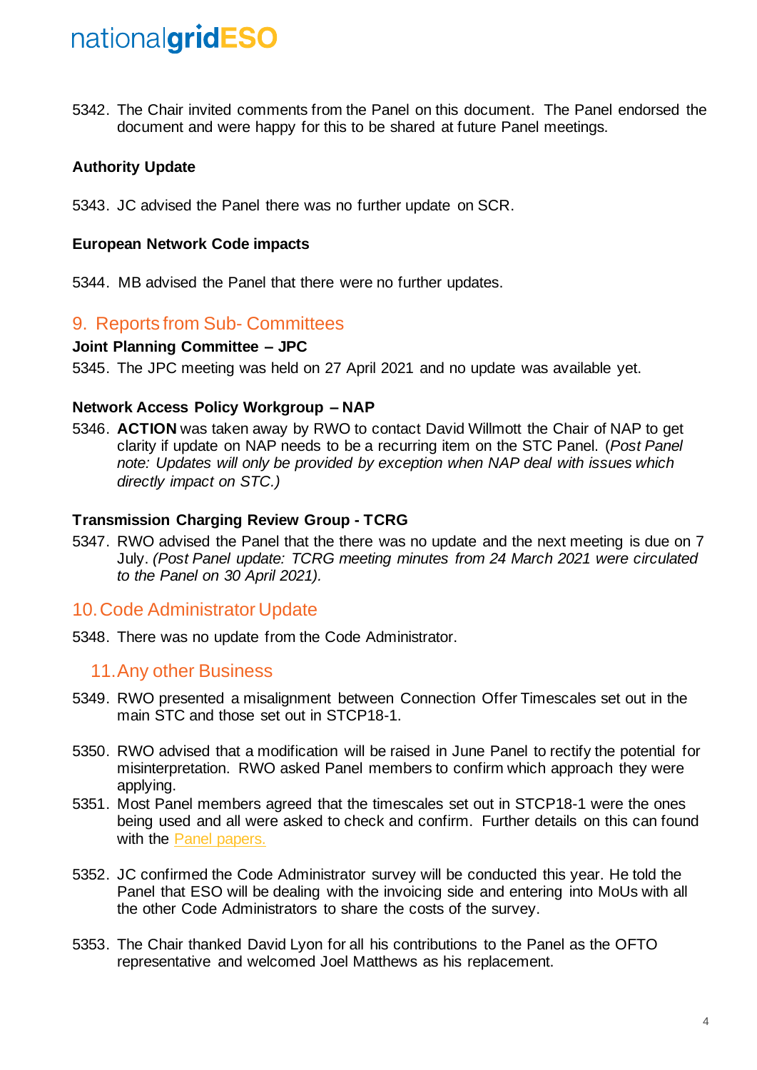5342. The Chair invited comments from the Panel on this document. The Panel endorsed the document and were happy for this to be shared at future Panel meetings.

**Authority Update**

5343. JC advised the Panel there was no further update on SCR.

**European Network Code impacts**

5344. MB advised the Panel that there were no further updates.

## 9. Reports from Sub- Committees

**Joint Planning Committee – JPC**

5345. The JPC meeting was held on 27 April 2021 and no update was available yet.

**Network Access Policy Workgroup – NAP**

5346. **ACTION** was taken away by RWO to contact David Willmott the Chair of NAP to get clarity if update on NAP needs to be a recurring item on the STC Panel. (*Post Panel note: Updates will only be provided by exception when NAP deal with issues which directly impact on STC.)*

**Transmission Charging Review Group - TCRG**

5347. RWO advised the Panel that the there was no update and the next meeting is due on 7 July. *(Post Panel update: TCRG meeting minutes from 24 March 2021 were circulated to the Panel on 30 April 2021).*

## 10. Code Administrator Update

5348. There was no update from the Code Administrator.

## 11. Any other Business

5349. RWO presented a misalignment between Connection Offer Timescales set out in the main STC and those set out in STCP18-1.

5350. RWO advised that a modification will be raised in June Panel to rectify the potential for misinterpretation. RWO asked Panel members to confirm which approach they were applying.

5351. Most Panel members agreed that the timescales set out in STCP18-1 were the ones being used and all were asked to check and confirm. Further details on this can found with the Panel papers.

5352. JC confirmed the Code Administrator survey will be conducted this year. He told the Panel that ESO will be dealing with the invoicing side and entering into MoUs with all the other Code Administrators to share the costs of the survey.

5353. The Chair thanked David Lyon for all his contributions to the Panel as the OFTO representative and welcomed Joel Matthews as his replacement.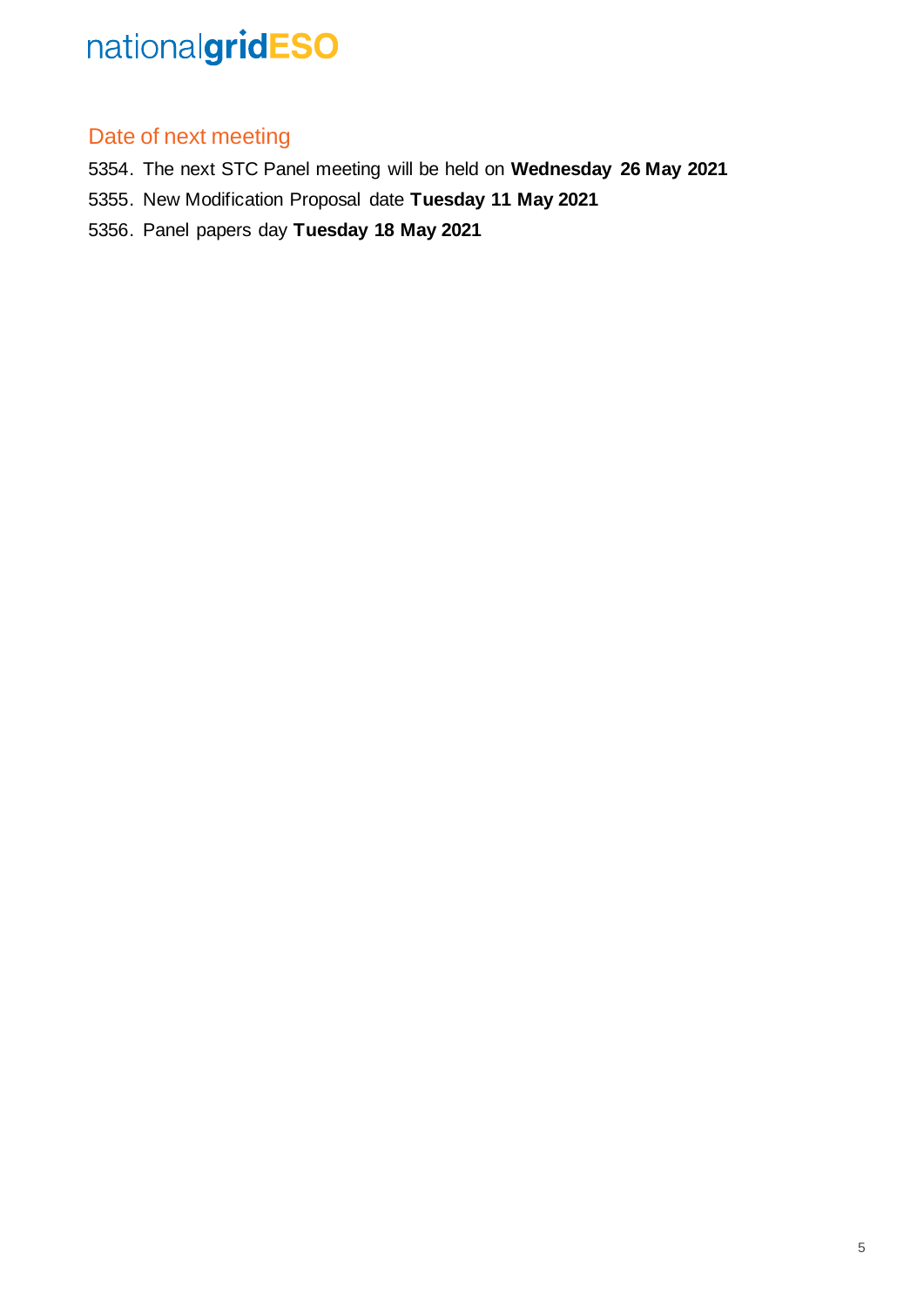## Date of next meeting

5354. The next STC Panel meeting will be held on **Wednesday 26 May 2021**

5355. New Modification Proposal date **Tuesday 11 May 2021**

5356. Panel papers day **Tuesday 18 May 2021**